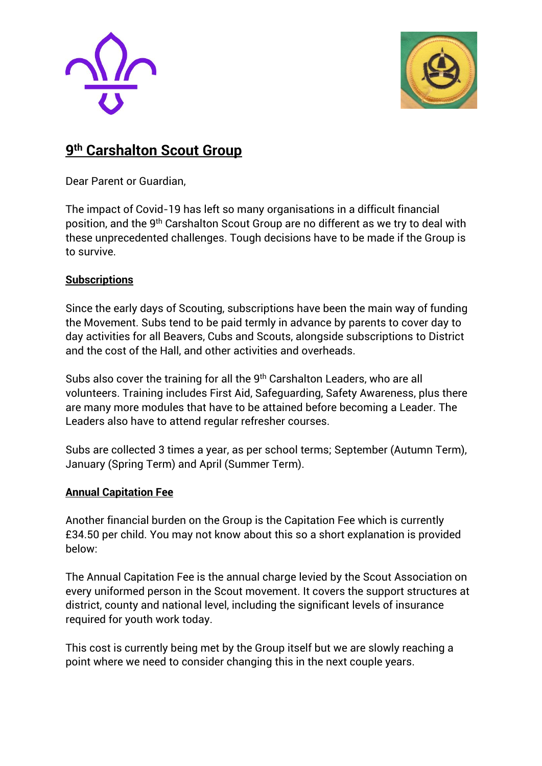# 9th Carshalton Scout Group

Dear Parent or Guardian,

The impact of Covid-19 has left so many organisations in a difficult financial position, and the 9th Carshalton Scout Group are no different as we try to deal with these unprecedented challenges. Tough decisions have to be made if the Group is to survive.

## Subscriptions

Since the early days of Scouting, subscriptions have been the main way of funding the Movement. Subs tend to be paid termly in advance by parents to cover day to day activities for all Beavers, Cubs and Scouts, alongside subscriptions to District and the cost of the Hall, and other activities and overheads.

Subs also cover the training for all the 9th Carshalton Leaders, who are all volunteers. Training includes First Aid, Safeguarding, Safety Awareness, plus there are many more modules that have to be attained before becoming a Leader. The Leaders also have to attend regular refresher courses.

Subs are collected 3 times a year, as per school terms; September (Autumn Term), January (Spring Term) and April (Summer Term).

## Annual Capitation Fee

Another financial burden on the Group is the Capitation Fee which is currently £34.50 per child. You may not know about this so a short explanation is provided below:

The Annual Capitation Fee is the annual charge levied by the Scout Association on every uniformed person in the Scout movement. It covers the support structures at district, county and national level, including the significant levels of insurance required for youth work today.

This cost is currently being met by the Group itself but we are slowly reaching a point where we need to consider changing this in the next couple years.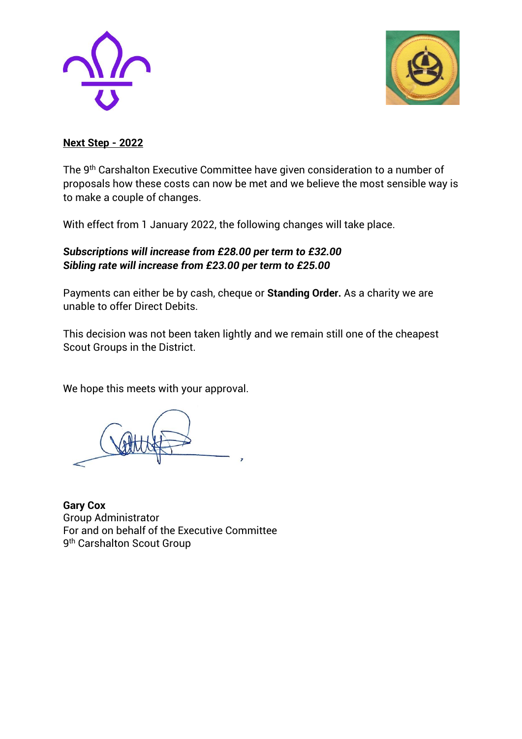**<u>Next Step - 2022</u>**

The 9th Carshalton Executive Committee have given consideration to a number of proposals how these costs can now be met and we believe the most sensible way is to make a couple of changes.

With effect from 1 January 2022, the following changes will take place.

***Subscriptions will increase from £28.00 per term to £32.00***
***Sibling rate will increase from £23.00 per term to £25.00***

Payments can either be by cash, cheque or **Standing Order.** As a charity we are unable to offer Direct Debits.

This decision was not been taken lightly and we remain still one of the cheapest Scout Groups in the District.

We hope this meets with your approval.

**Gary Cox**
Group Administrator
For and on behalf of the Executive Committee
9th Carshalton Scout Group